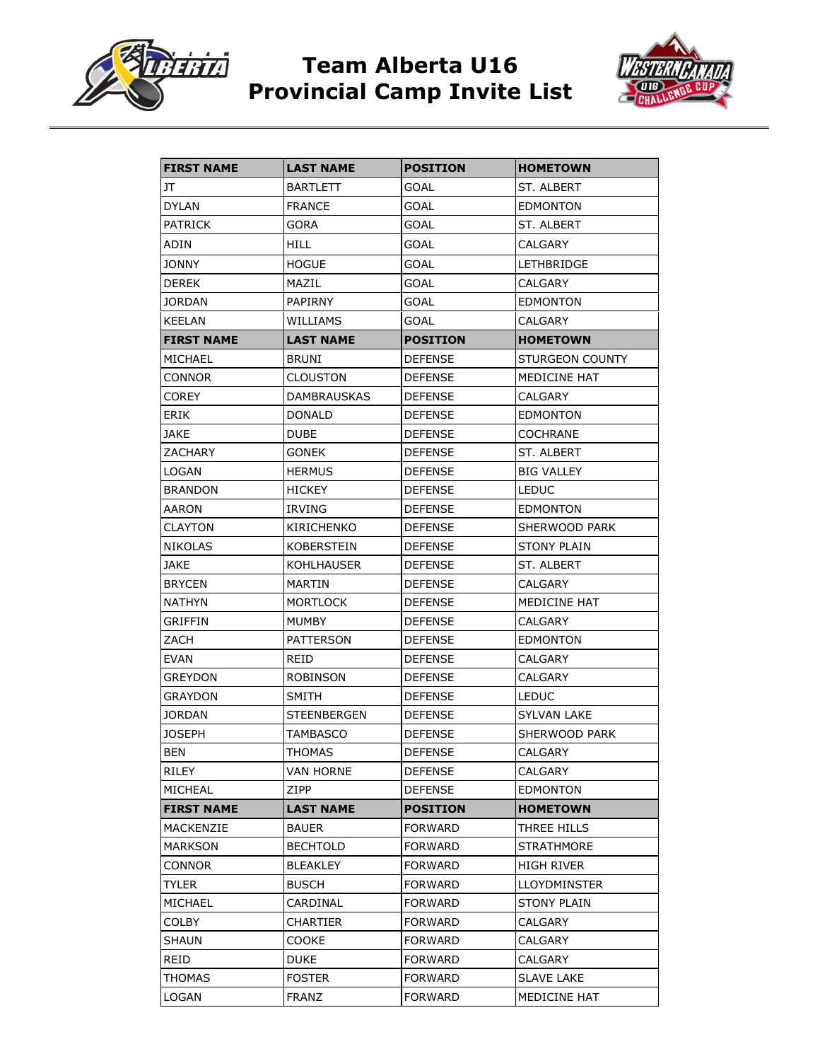# Team Alberta U16 Provincial Camp Invite List

| FIRST NAME | LAST NAME | POSITION | HOMETOWN |
|---|---|---|---|
| JT | BARTLETT | GOAL | ST. ALBERT |
| DYLAN | FRANCE | GOAL | EDMONTON |
| PATRICK | GORA | GOAL | ST. ALBERT |
| ADIN | HILL | GOAL | CALGARY |
| JONNY | HOGUE | GOAL | LETHBRIDGE |
| DEREK | MAZIL | GOAL | CALGARY |
| JORDAN | PAPIRNY | GOAL | EDMONTON |
| KEELAN | WILLIAMS | GOAL | CALGARY |
| **FIRST NAME** | **LAST NAME** | **POSITION** | **HOMETOWN** |
| MICHAEL | BRUNI | DEFENSE | STURGEON COUNTY |
| CONNOR | CLOUSTON | DEFENSE | MEDICINE HAT |
| COREY | DAMBRAUSKAS | DEFENSE | CALGARY |
| ERIK | DONALD | DEFENSE | EDMONTON |
| JAKE | DUBE | DEFENSE | COCHRANE |
| ZACHARY | GONEK | DEFENSE | ST. ALBERT |
| LOGAN | HERMUS | DEFENSE | BIG VALLEY |
| BRANDON | HICKEY | DEFENSE | LEDUC |
| AARON | IRVING | DEFENSE | EDMONTON |
| CLAYTON | KIRICHENKO | DEFENSE | SHERWOOD PARK |
| NIKOLAS | KOBERSTEIN | DEFENSE | STONY PLAIN |
| JAKE | KOHLHAUSER | DEFENSE | ST. ALBERT |
| BRYCEN | MARTIN | DEFENSE | CALGARY |
| NATHYN | MORTLOCK | DEFENSE | MEDICINE HAT |
| GRIFFIN | MUMBY | DEFENSE | CALGARY |
| ZACH | PATTERSON | DEFENSE | EDMONTON |
| EVAN | REID | DEFENSE | CALGARY |
| GREYDON | ROBINSON | DEFENSE | CALGARY |
| GRAYDON | SMITH | DEFENSE | LEDUC |
| JORDAN | STEENBERGEN | DEFENSE | SYLVAN LAKE |
| JOSEPH | TAMBASCO | DEFENSE | SHERWOOD PARK |
| BEN | THOMAS | DEFENSE | CALGARY |
| RILEY | VAN HORNE | DEFENSE | CALGARY |
| MICHEAL | ZIPP | DEFENSE | EDMONTON |
| **FIRST NAME** | **LAST NAME** | **POSITION** | **HOMETOWN** |
| MACKENZIE | BAUER | FORWARD | THREE HILLS |
| MARKSON | BECHTOLD | FORWARD | STRATHMORE |
| CONNOR | BLEAKLEY | FORWARD | HIGH RIVER |
| TYLER | BUSCH | FORWARD | LLOYDMINSTER |
| MICHAEL | CARDINAL | FORWARD | STONY PLAIN |
| COLBY | CHARTIER | FORWARD | CALGARY |
| SHAUN | COOKE | FORWARD | CALGARY |
| REID | DUKE | FORWARD | CALGARY |
| THOMAS | FOSTER | FORWARD | SLAVE LAKE |
| LOGAN | FRANZ | FORWARD | MEDICINE HAT |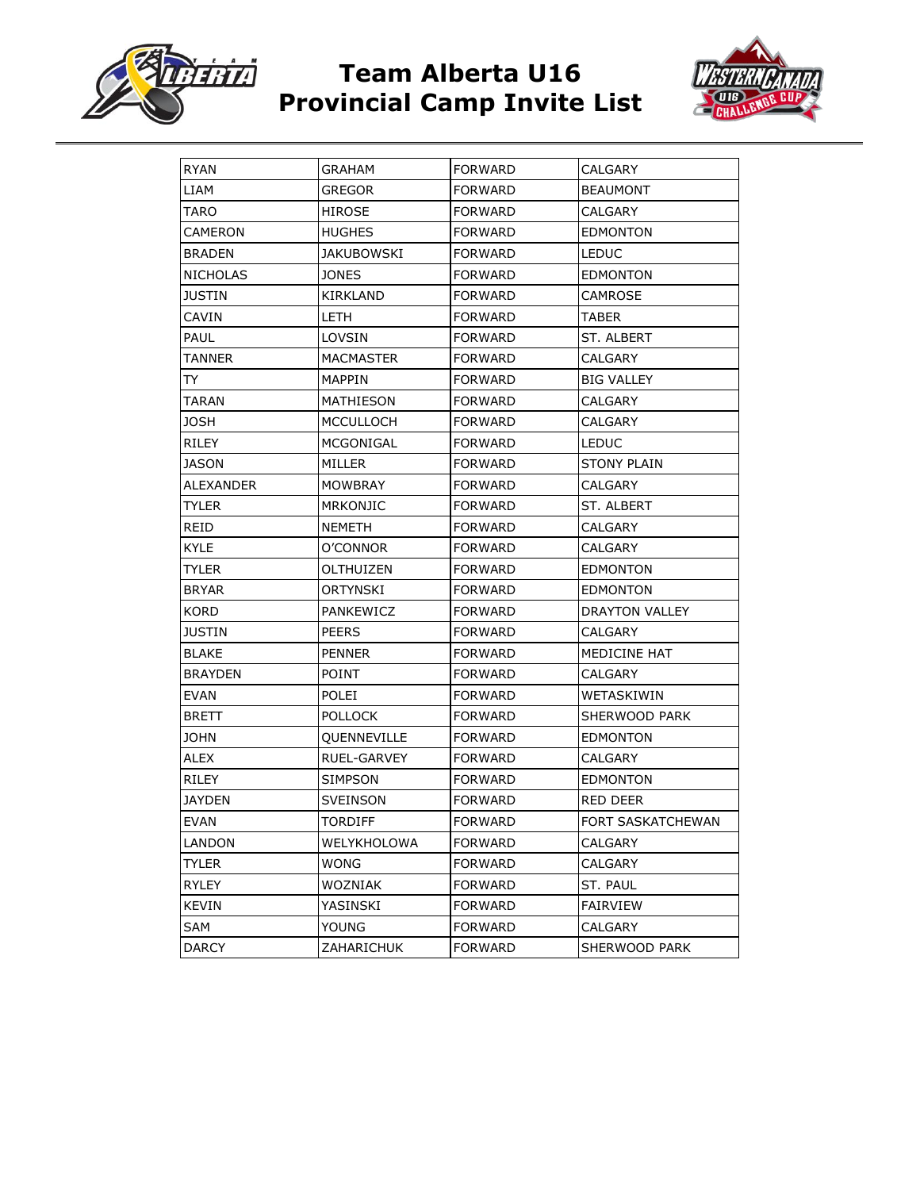# Team Alberta U16 Provincial Camp Invite List

| | | | |
|---|---|---|---|
| RYAN | GRAHAM | FORWARD | CALGARY |
| LIAM | GREGOR | FORWARD | BEAUMONT |
| TARO | HIROSE | FORWARD | CALGARY |
| CAMERON | HUGHES | FORWARD | EDMONTON |
| BRADEN | JAKUBOWSKI | FORWARD | LEDUC |
| NICHOLAS | JONES | FORWARD | EDMONTON |
| JUSTIN | KIRKLAND | FORWARD | CAMROSE |
| CAVIN | LETH | FORWARD | TABER |
| PAUL | LOVSIN | FORWARD | ST. ALBERT |
| TANNER | MACMASTER | FORWARD | CALGARY |
| TY | MAPPIN | FORWARD | BIG VALLEY |
| TARAN | MATHIESON | FORWARD | CALGARY |
| JOSH | MCCULLOCH | FORWARD | CALGARY |
| RILEY | MCGONIGAL | FORWARD | LEDUC |
| JASON | MILLER | FORWARD | STONY PLAIN |
| ALEXANDER | MOWBRAY | FORWARD | CALGARY |
| TYLER | MRKONJIC | FORWARD | ST. ALBERT |
| REID | NEMETH | FORWARD | CALGARY |
| KYLE | O'CONNOR | FORWARD | CALGARY |
| TYLER | OLTHUIZEN | FORWARD | EDMONTON |
| BRYAR | ORTYNSKI | FORWARD | EDMONTON |
| KORD | PANKEWICZ | FORWARD | DRAYTON VALLEY |
| JUSTIN | PEERS | FORWARD | CALGARY |
| BLAKE | PENNER | FORWARD | MEDICINE HAT |
| BRAYDEN | POINT | FORWARD | CALGARY |
| EVAN | POLEI | FORWARD | WETASKIWIN |
| BRETT | POLLOCK | FORWARD | SHERWOOD PARK |
| JOHN | QUENNEVILLE | FORWARD | EDMONTON |
| ALEX | RUEL-GARVEY | FORWARD | CALGARY |
| RILEY | SIMPSON | FORWARD | EDMONTON |
| JAYDEN | SVEINSON | FORWARD | RED DEER |
| EVAN | TORDIFF | FORWARD | FORT SASKATCHEWAN |
| LANDON | WELYKHOLOWA | FORWARD | CALGARY |
| TYLER | WONG | FORWARD | CALGARY |
| RYLEY | WOZNIAK | FORWARD | ST. PAUL |
| KEVIN | YASINSKI | FORWARD | FAIRVIEW |
| SAM | YOUNG | FORWARD | CALGARY |
| DARCY | ZAHARICHUK | FORWARD | SHERWOOD PARK |